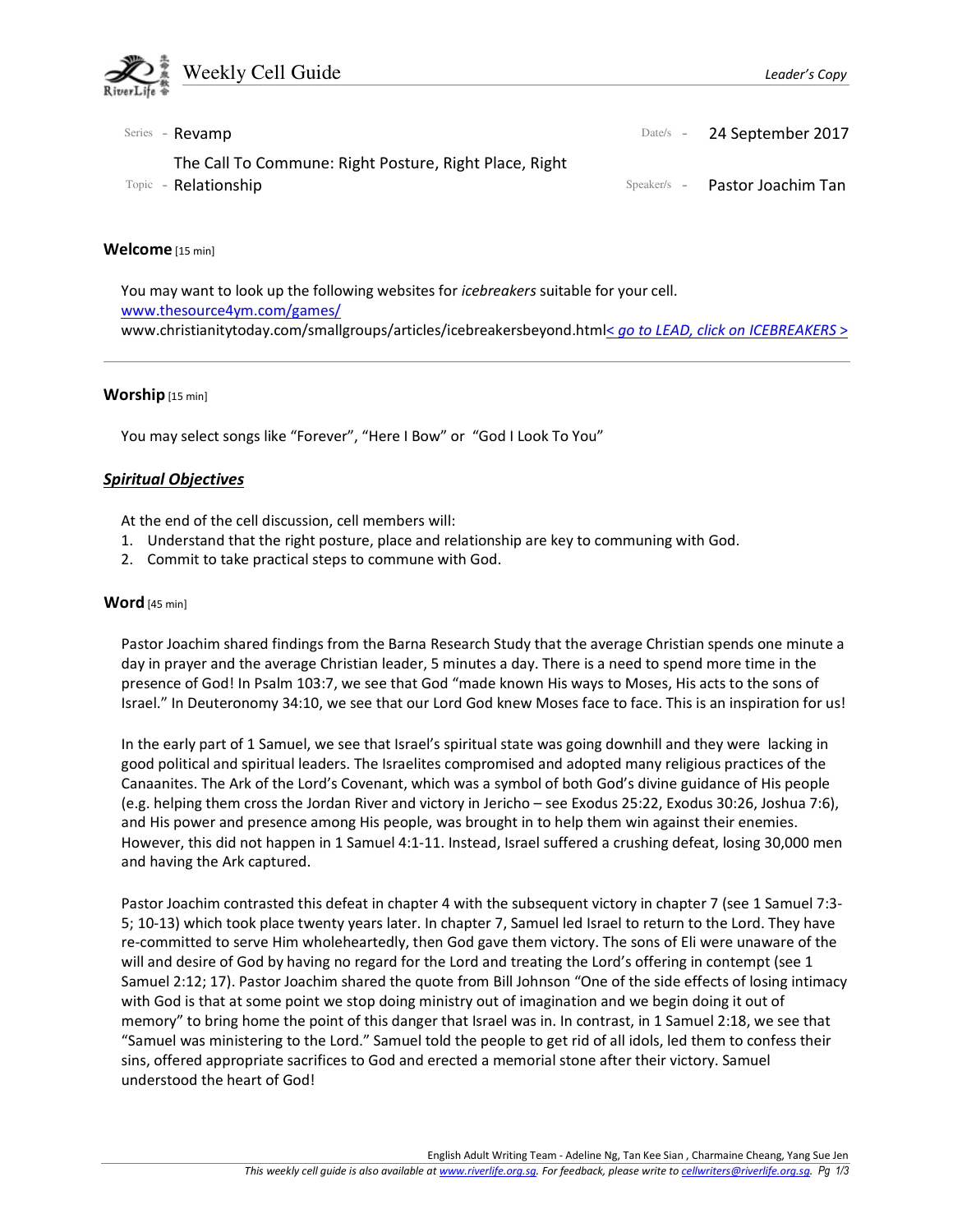# Weekly Cell Guide

*Leader's Copy*

Series - Revamp

Date/s - 24 September 2017

Topic - The Call To Commune: Right Posture, Right Place, Right Relationship

Speaker/s - Pastor Joachim Tan

## Welcome [15 min]

You may want to look up the following websites for *icebreakers* suitable for your cell.
www.thesource4ym.com/games/
www.christianitytoday.com/smallgroups/articles/icebreakersbeyond.html*< go to LEAD, click on ICEBREAKERS >*

---

## Worship [15 min]

You may select songs like "Forever", "Here I Bow" or "God I Look To You"

## ***Spiritual Objectives***

At the end of the cell discussion, cell members will:

1. Understand that the right posture, place and relationship are key to communing with God.
2. Commit to take practical steps to commune with God.

## Word [45 min]

Pastor Joachim shared findings from the Barna Research Study that the average Christian spends one minute a day in prayer and the average Christian leader, 5 minutes a day. There is a need to spend more time in the presence of God! In Psalm 103:7, we see that God "made known His ways to Moses, His acts to the sons of Israel." In Deuteronomy 34:10, we see that our Lord God knew Moses face to face. This is an inspiration for us!

In the early part of 1 Samuel, we see that Israel's spiritual state was going downhill and they were lacking in good political and spiritual leaders. The Israelites compromised and adopted many religious practices of the Canaanites. The Ark of the Lord's Covenant, which was a symbol of both God's divine guidance of His people (e.g. helping them cross the Jordan River and victory in Jericho – see Exodus 25:22, Exodus 30:26, Joshua 7:6), and His power and presence among His people, was brought in to help them win against their enemies. However, this did not happen in 1 Samuel 4:1-11. Instead, Israel suffered a crushing defeat, losing 30,000 men and having the Ark captured.

Pastor Joachim contrasted this defeat in chapter 4 with the subsequent victory in chapter 7 (see 1 Samuel 7:3-5; 10-13) which took place twenty years later. In chapter 7, Samuel led Israel to return to the Lord. They have re-committed to serve Him wholeheartedly, then God gave them victory. The sons of Eli were unaware of the will and desire of God by having no regard for the Lord and treating the Lord's offering in contempt (see 1 Samuel 2:12; 17). Pastor Joachim shared the quote from Bill Johnson "One of the side effects of losing intimacy with God is that at some point we stop doing ministry out of imagination and we begin doing it out of memory" to bring home the point of this danger that Israel was in. In contrast, in 1 Samuel 2:18, we see that "Samuel was ministering to the Lord." Samuel told the people to get rid of all idols, led them to confess their sins, offered appropriate sacrifices to God and erected a memorial stone after their victory. Samuel understood the heart of God!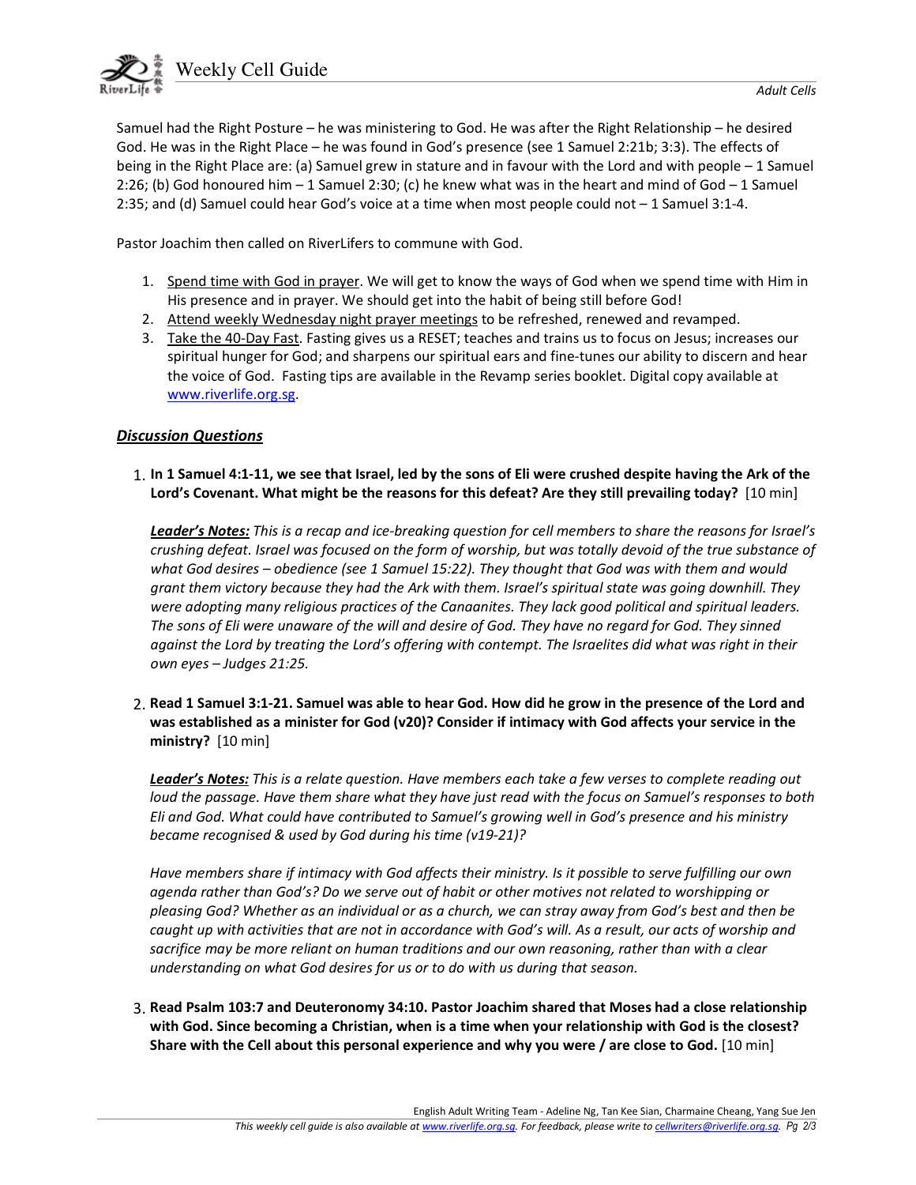Samuel had the Right Posture – he was ministering to God. He was after the Right Relationship – he desired God. He was in the Right Place – he was found in God's presence (see 1 Samuel 2:21b; 3:3). The effects of being in the Right Place are: (a) Samuel grew in stature and in favour with the Lord and with people – 1 Samuel 2:26; (b) God honoured him – 1 Samuel 2:30; (c) he knew what was in the heart and mind of God – 1 Samuel 2:35; and (d) Samuel could hear God's voice at a time when most people could not – 1 Samuel 3:1-4.

Pastor Joachim then called on RiverLifers to commune with God.

1. Spend time with God in prayer. We will get to know the ways of God when we spend time with Him in His presence and in prayer. We should get into the habit of being still before God!
2. Attend weekly Wednesday night prayer meetings to be refreshed, renewed and revamped.
3. Take the 40-Day Fast. Fasting gives us a RESET; teaches and trains us to focus on Jesus; increases our spiritual hunger for God; and sharpens our spiritual ears and fine-tunes our ability to discern and hear the voice of God. Fasting tips are available in the Revamp series booklet. Digital copy available at www.riverlife.org.sg.

### ***Discussion Questions***

1. **In 1 Samuel 4:1-11, we see that Israel, led by the sons of Eli were crushed despite having the Ark of the Lord's Covenant. What might be the reasons for this defeat? Are they still prevailing today?** [10 min]

   ***Leader's Notes:*** *This is a recap and ice-breaking question for cell members to share the reasons for Israel's crushing defeat. Israel was focused on the form of worship, but was totally devoid of the true substance of what God desires – obedience (see 1 Samuel 15:22). They thought that God was with them and would grant them victory because they had the Ark with them. Israel's spiritual state was going downhill. They were adopting many religious practices of the Canaanites. They lack good political and spiritual leaders. The sons of Eli were unaware of the will and desire of God. They have no regard for God. They sinned against the Lord by treating the Lord's offering with contempt. The Israelites did what was right in their own eyes – Judges 21:25.*

2. **Read 1 Samuel 3:1-21. Samuel was able to hear God. How did he grow in the presence of the Lord and was established as a minister for God (v20)? Consider if intimacy with God affects your service in the ministry?** [10 min]

   ***Leader's Notes:*** *This is a relate question. Have members each take a few verses to complete reading out loud the passage. Have them share what they have just read with the focus on Samuel's responses to both Eli and God. What could have contributed to Samuel's growing well in God's presence and his ministry became recognised & used by God during his time (v19-21)?*

   *Have members share if intimacy with God affects their ministry. Is it possible to serve fulfilling our own agenda rather than God's? Do we serve out of habit or other motives not related to worshipping or pleasing God? Whether as an individual or as a church, we can stray away from God's best and then be caught up with activities that are not in accordance with God's will. As a result, our acts of worship and sacrifice may be more reliant on human traditions and our own reasoning, rather than with a clear understanding on what God desires for us or to do with us during that season.*

3. **Read Psalm 103:7 and Deuteronomy 34:10. Pastor Joachim shared that Moses had a close relationship with God. Since becoming a Christian, when is a time when your relationship with God is the closest? Share with the Cell about this personal experience and why you were / are close to God.** [10 min]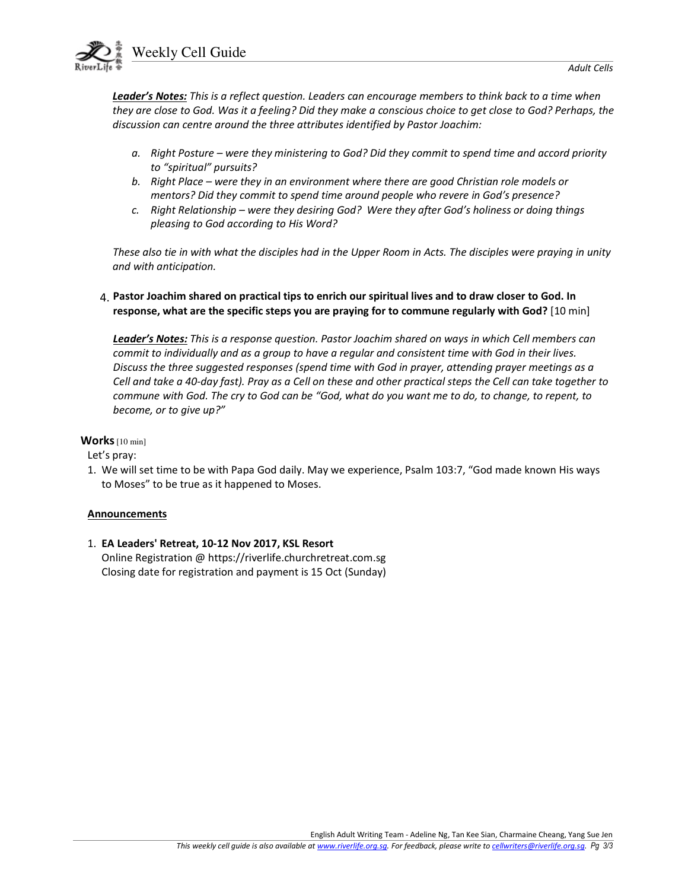***Leader's Notes:*** *This is a reflect question. Leaders can encourage members to think back to a time when they are close to God. Was it a feeling? Did they make a conscious choice to get close to God? Perhaps, the discussion can centre around the three attributes identified by Pastor Joachim:*

*a. Right Posture – were they ministering to God? Did they commit to spend time and accord priority to "spiritual" pursuits?*
*b. Right Place – were they in an environment where there are good Christian role models or mentors? Did they commit to spend time around people who revere in God's presence?*
*c. Right Relationship – were they desiring God? Were they after God's holiness or doing things pleasing to God according to His Word?*

*These also tie in with what the disciples had in the Upper Room in Acts. The disciples were praying in unity and with anticipation.*

4. **Pastor Joachim shared on practical tips to enrich our spiritual lives and to draw closer to God. In response, what are the specific steps you are praying for to commune regularly with God?** [10 min]

***Leader's Notes:*** *This is a response question. Pastor Joachim shared on ways in which Cell members can commit to individually and as a group to have a regular and consistent time with God in their lives. Discuss the three suggested responses (spend time with God in prayer, attending prayer meetings as a Cell and take a 40-day fast). Pray as a Cell on these and other practical steps the Cell can take together to commune with God. The cry to God can be "God, what do you want me to do, to change, to repent, to become, or to give up?"*

**Works** [10 min]

Let's pray:

1. We will set time to be with Papa God daily. May we experience, Psalm 103:7, "God made known His ways to Moses" to be true as it happened to Moses.

**Announcements**

1. **EA Leaders' Retreat, 10-12 Nov 2017, KSL Resort**
   Online Registration @ https://riverlife.churchretreat.com.sg
   Closing date for registration and payment is 15 Oct (Sunday)

English Adult Writing Team - Adeline Ng, Tan Kee Sian, Charmaine Cheang, Yang Sue Jen